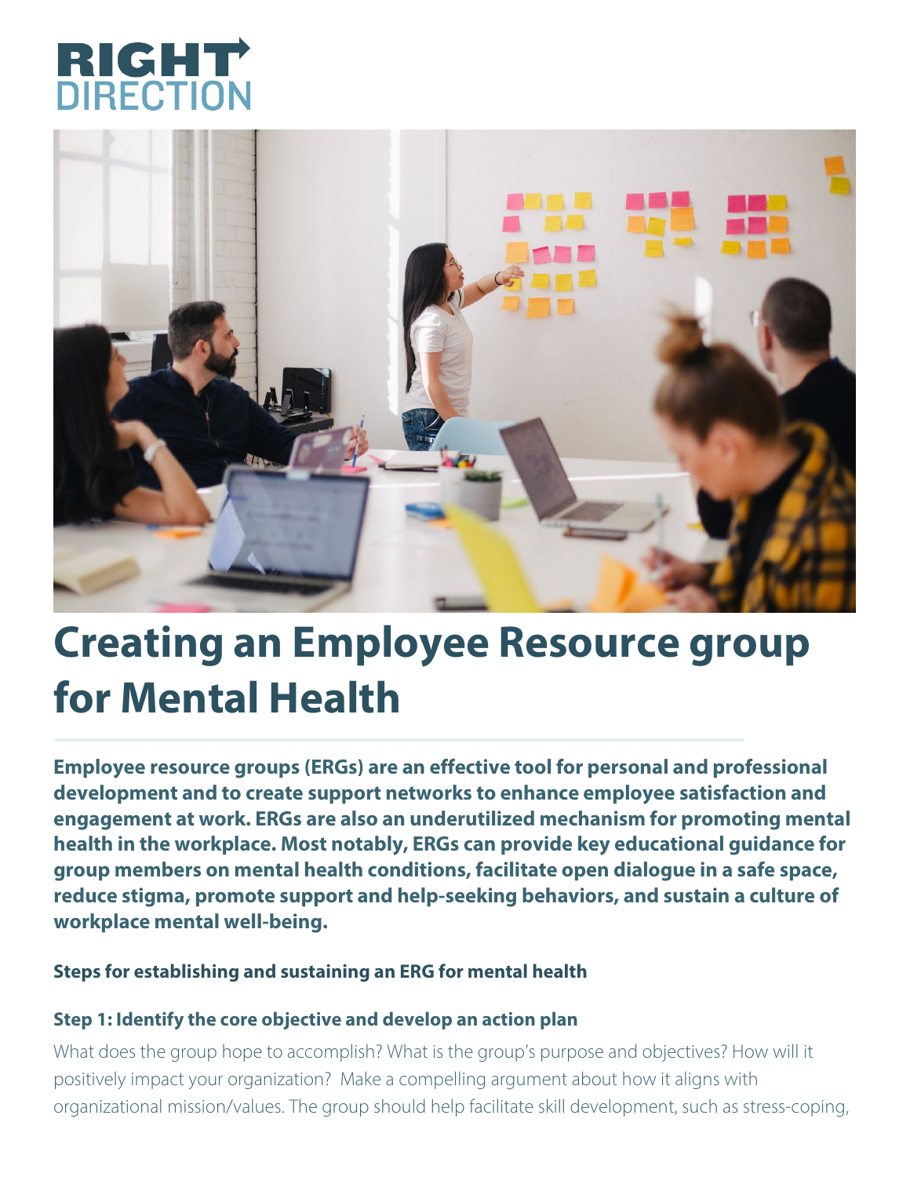RIGHT DIRECTION

# Creating an Employee Resource group for Mental Health

**Employee resource groups (ERGs) are an effective tool for personal and professional development and to create support networks to enhance employee satisfaction and engagement at work. ERGs are also an underutilized mechanism for promoting mental health in the workplace. Most notably, ERGs can provide key educational guidance for group members on mental health conditions, facilitate open dialogue in a safe space, reduce stigma, promote support and help-seeking behaviors, and sustain a culture of workplace mental well-being.**

### Steps for establishing and sustaining an ERG for mental health

#### Step 1: Identify the core objective and develop an action plan

What does the group hope to accomplish? What is the group's purpose and objectives? How will it positively impact your organization? Make a compelling argument about how it aligns with organizational mission/values. The group should help facilitate skill development, such as stress-coping,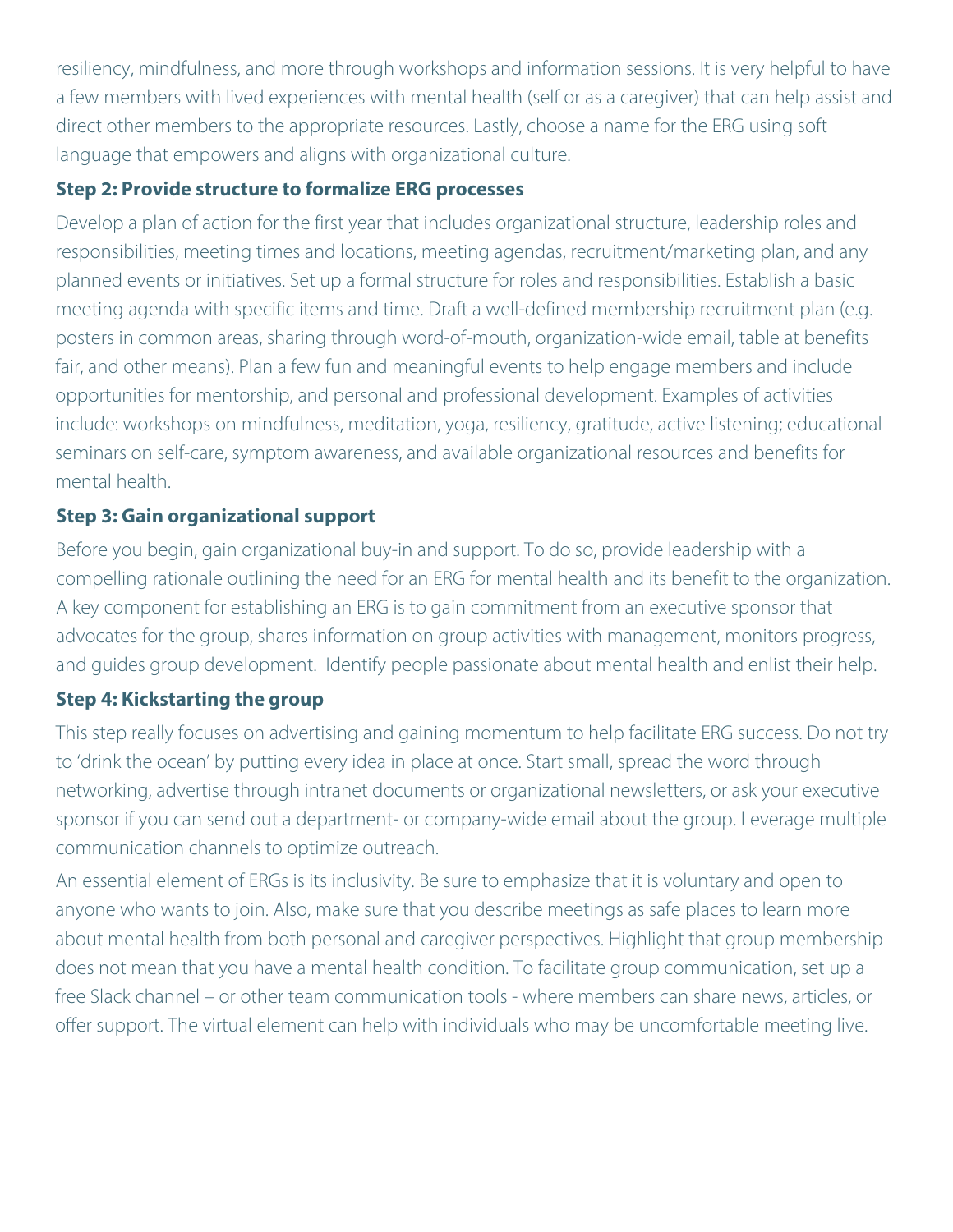resiliency, mindfulness, and more through workshops and information sessions. It is very helpful to have a few members with lived experiences with mental health (self or as a caregiver) that can help assist and direct other members to the appropriate resources. Lastly, choose a name for the ERG using soft language that empowers and aligns with organizational culture.

**Step 2: Provide structure to formalize ERG processes**

Develop a plan of action for the first year that includes organizational structure, leadership roles and responsibilities, meeting times and locations, meeting agendas, recruitment/marketing plan, and any planned events or initiatives. Set up a formal structure for roles and responsibilities. Establish a basic meeting agenda with specific items and time. Draft a well-defined membership recruitment plan (e.g. posters in common areas, sharing through word-of-mouth, organization-wide email, table at benefits fair, and other means). Plan a few fun and meaningful events to help engage members and include opportunities for mentorship, and personal and professional development. Examples of activities include: workshops on mindfulness, meditation, yoga, resiliency, gratitude, active listening; educational seminars on self-care, symptom awareness, and available organizational resources and benefits for mental health.

**Step 3: Gain organizational support**

Before you begin, gain organizational buy-in and support. To do so, provide leadership with a compelling rationale outlining the need for an ERG for mental health and its benefit to the organization. A key component for establishing an ERG is to gain commitment from an executive sponsor that advocates for the group, shares information on group activities with management, monitors progress, and guides group development. Identify people passionate about mental health and enlist their help.

**Step 4: Kickstarting the group**

This step really focuses on advertising and gaining momentum to help facilitate ERG success. Do not try to 'drink the ocean' by putting every idea in place at once. Start small, spread the word through networking, advertise through intranet documents or organizational newsletters, or ask your executive sponsor if you can send out a department- or company-wide email about the group. Leverage multiple communication channels to optimize outreach.

An essential element of ERGs is its inclusivity. Be sure to emphasize that it is voluntary and open to anyone who wants to join. Also, make sure that you describe meetings as safe places to learn more about mental health from both personal and caregiver perspectives. Highlight that group membership does not mean that you have a mental health condition. To facilitate group communication, set up a free Slack channel – or other team communication tools - where members can share news, articles, or offer support. The virtual element can help with individuals who may be uncomfortable meeting live.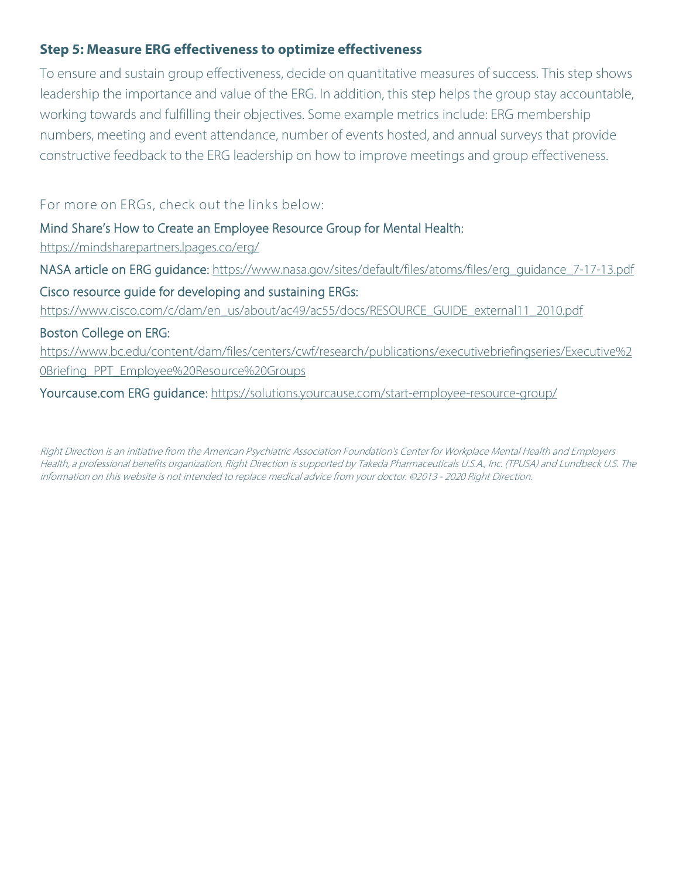### Step 5: Measure ERG effectiveness to optimize effectiveness

To ensure and sustain group effectiveness, decide on quantitative measures of success. This step shows leadership the importance and value of the ERG. In addition, this step helps the group stay accountable, working towards and fulfilling their objectives. Some example metrics include: ERG membership numbers, meeting and event attendance, number of events hosted, and annual surveys that provide constructive feedback to the ERG leadership on how to improve meetings and group effectiveness.

For more on ERGs, check out the links below:

Mind Share's How to Create an Employee Resource Group for Mental Health: https://mindsharepartners.lpages.co/erg/

NASA article on ERG guidance: https://www.nasa.gov/sites/default/files/atoms/files/erg_guidance_7-17-13.pdf

Cisco resource guide for developing and sustaining ERGs: https://www.cisco.com/c/dam/en_us/about/ac49/ac55/docs/RESOURCE_GUIDE_external11_2010.pdf

Boston College on ERG: https://www.bc.edu/content/dam/files/centers/cwf/research/publications/executivebriefingseries/Executive%20Briefing_PPT_Employee%20Resource%20Groups

Yourcause.com ERG guidance: https://solutions.yourcause.com/start-employee-resource-group/

*Right Direction is an initiative from the American Psychiatric Association Foundation's Center for Workplace Mental Health and Employers Health, a professional benefits organization. Right Direction is supported by Takeda Pharmaceuticals U.S.A., Inc. (TPUSA) and Lundbeck U.S. The information on this website is not intended to replace medical advice from your doctor. ©2013 - 2020 Right Direction.*